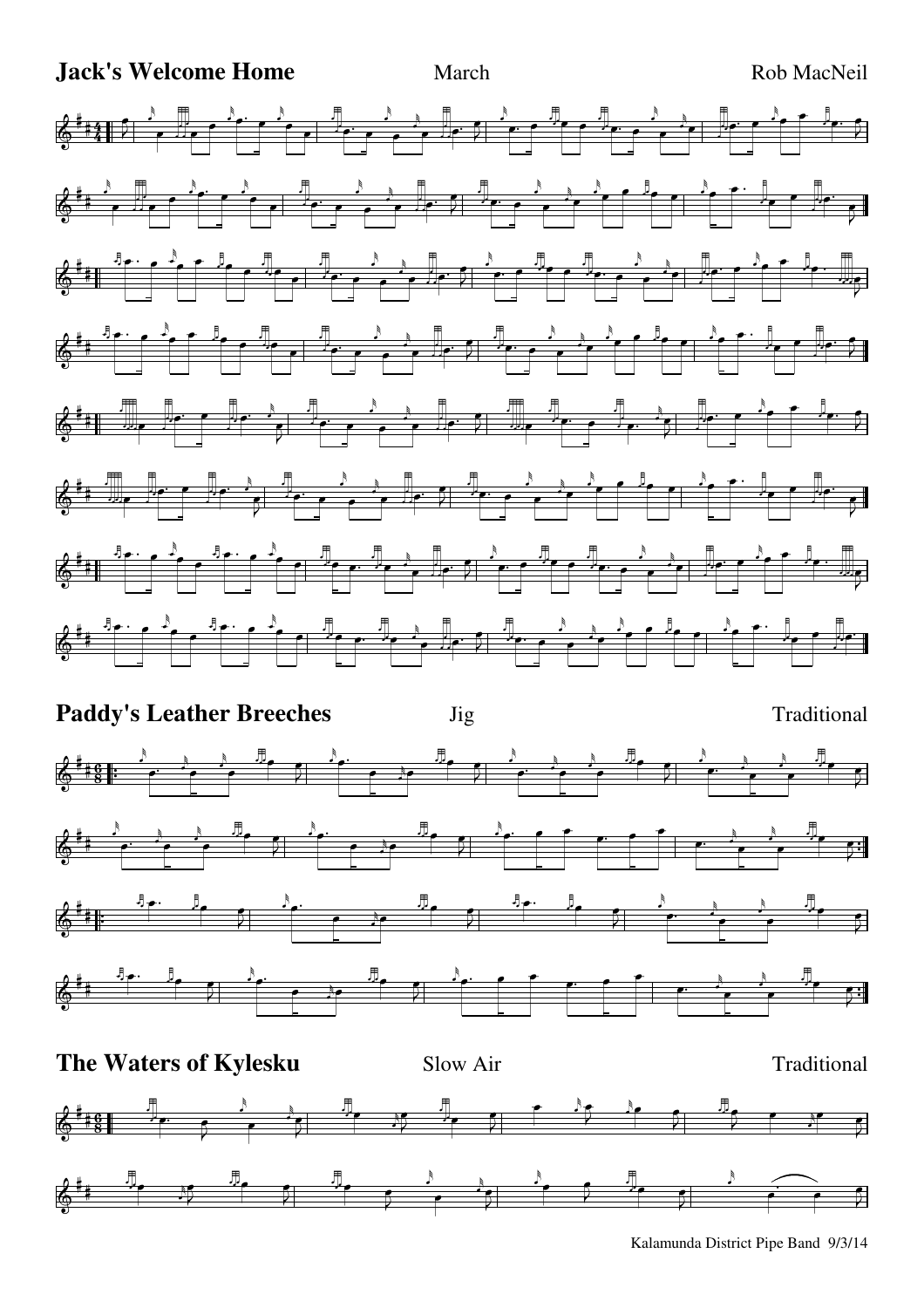## Jack's Welcome Home

March

Rob MacNeil

## Paddy's Leather Breeches

Jig

Traditional

## The Waters of Kylesku

Slow Air

Traditional

Kalamunda District Pipe Band 9/3/14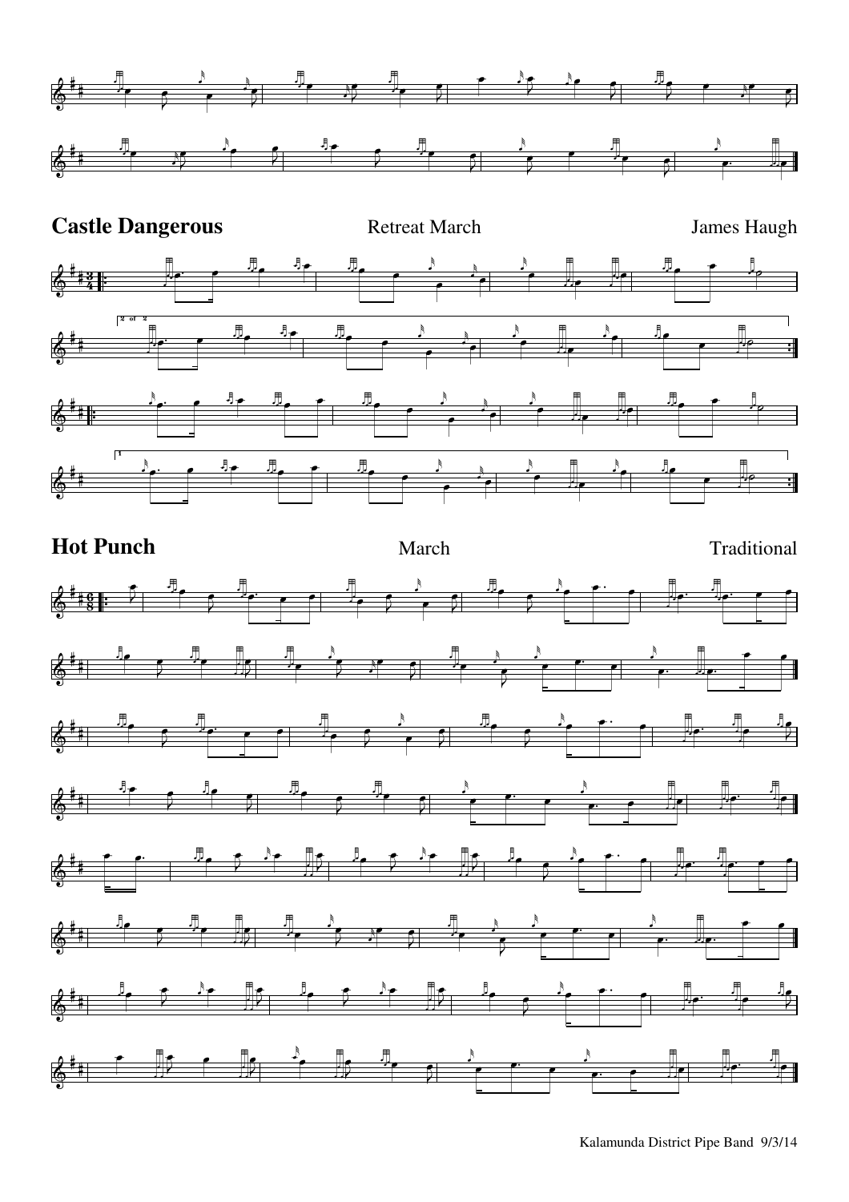## Castle Dangerous

Retreat March

James Haugh

2 of 2

1

## Hot Punch

March

Traditional